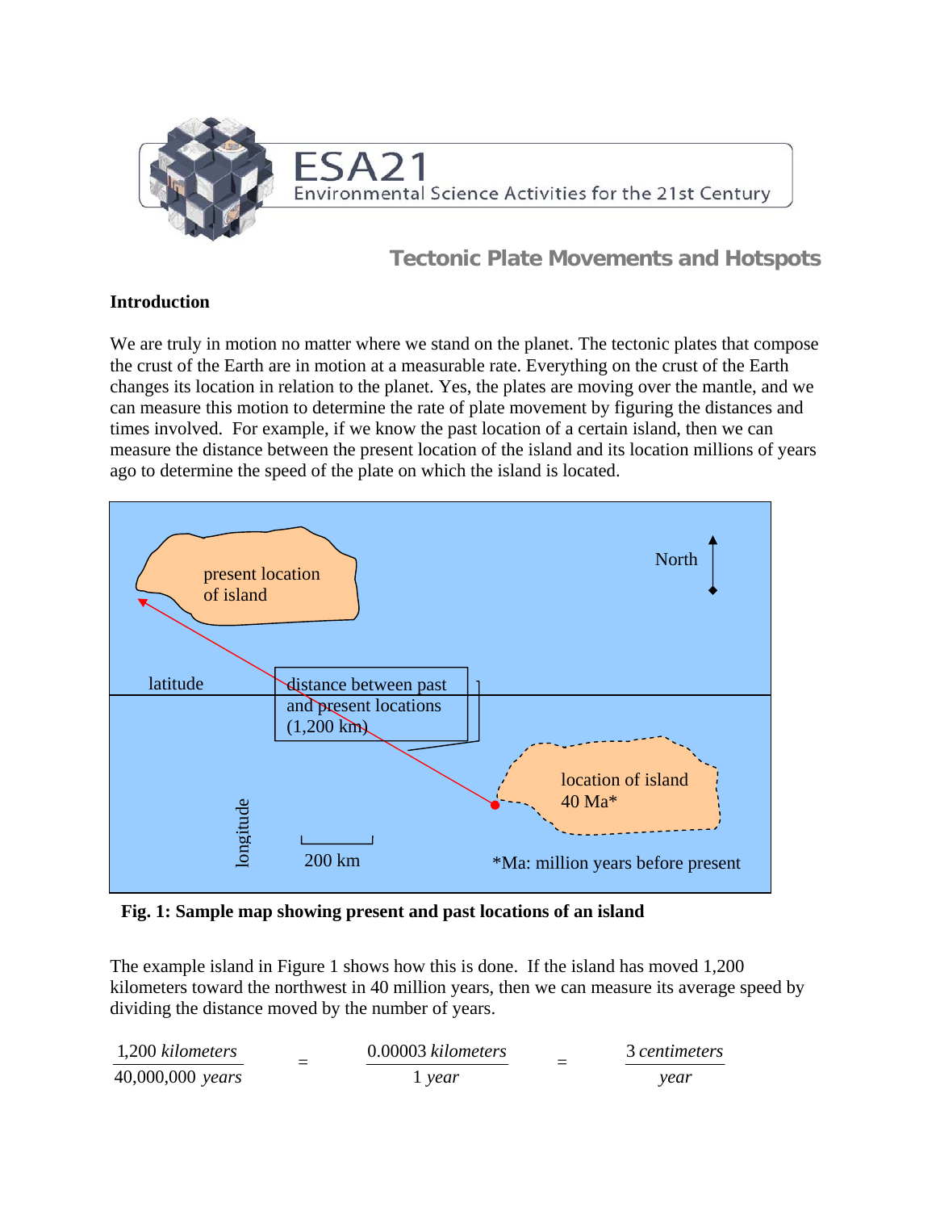# ESA21

Environmental Science Activities for the 21st Century

## Tectonic Plate Movements and Hotspots

### Introduction

We are truly in motion no matter where we stand on the planet. The tectonic plates that compose the crust of the Earth are in motion at a measurable rate. Everything on the crust of the Earth changes its location in relation to the planet. Yes, the plates are moving over the mantle, and we can measure this motion to determine the rate of plate movement by figuring the distances and times involved. For example, if we know the past location of a certain island, then we can measure the distance between the present location of the island and its location millions of years ago to determine the speed of the plate on which the island is located.

present location of island

North

latitude

distance between past and present locations (1,200 km)

location of island 40 Ma*

longitude

200 km

*Ma: million years before present

**Fig. 1: Sample map showing present and past locations of an island**

The example island in Figure 1 shows how this is done. If the island has moved 1,200 kilometers toward the northwest in 40 million years, then we can measure its average speed by dividing the distance moved by the number of years.

$$\frac{1{,}200 \textit{ kilometers}}{40{,}000{,}000 \textit{ years}} = \frac{0.00003 \textit{ kilometers}}{1 \textit{ year}} = \frac{3 \textit{ centimeters}}{\textit{year}}$$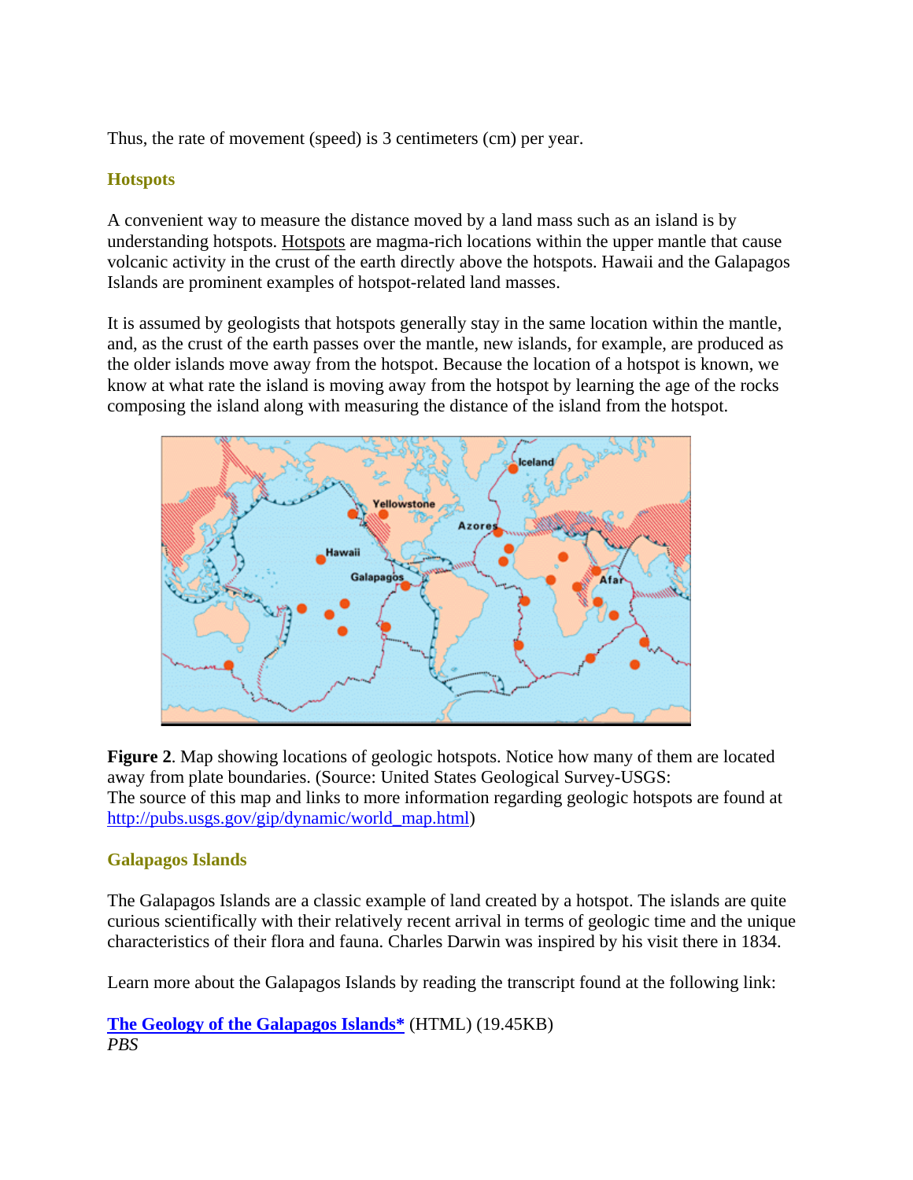Thus, the rate of movement (speed) is 3 centimeters (cm) per year.

### Hotspots

A convenient way to measure the distance moved by a land mass such as an island is by understanding hotspots. Hotspots are magma-rich locations within the upper mantle that cause volcanic activity in the crust of the earth directly above the hotspots. Hawaii and the Galapagos Islands are prominent examples of hotspot-related land masses.

It is assumed by geologists that hotspots generally stay in the same location within the mantle, and, as the crust of the earth passes over the mantle, new islands, for example, are produced as the older islands move away from the hotspot. Because the location of a hotspot is known, we know at what rate the island is moving away from the hotspot by learning the age of the rocks composing the island along with measuring the distance of the island from the hotspot.

**Figure 2**. Map showing locations of geologic hotspots. Notice how many of them are located away from plate boundaries. (Source: United States Geological Survey-USGS:
The source of this map and links to more information regarding geologic hotspots are found at [http://pubs.usgs.gov/gip/dynamic/world_map.html](http://pubs.usgs.gov/gip/dynamic/world_map.html))

### Galapagos Islands

The Galapagos Islands are a classic example of land created by a hotspot. The islands are quite curious scientifically with their relatively recent arrival in terms of geologic time and the unique characteristics of their flora and fauna. Charles Darwin was inspired by his visit there in 1834.

Learn more about the Galapagos Islands by reading the transcript found at the following link:

**The Geology of the Galapagos Islands*** (HTML) (19.45KB)
*PBS*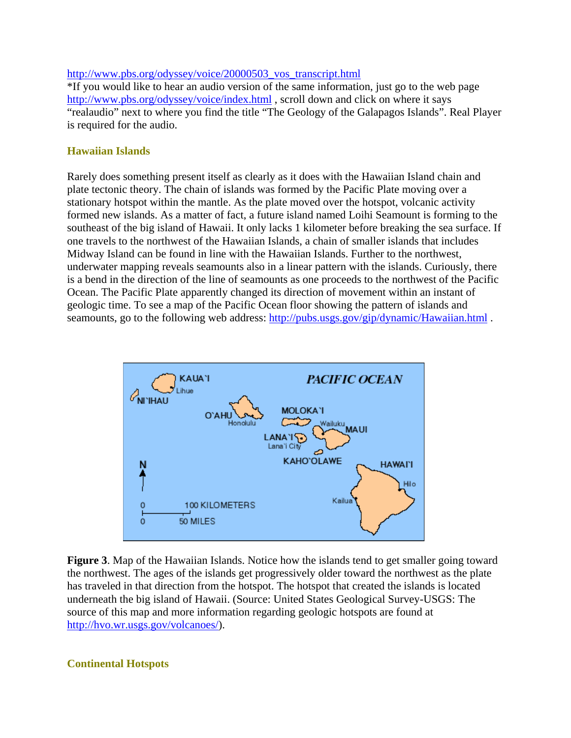http://www.pbs.org/odyssey/voice/20000503_vos_transcript.html
*If you would like to hear an audio version of the same information, just go to the web page http://www.pbs.org/odyssey/voice/index.html , scroll down and click on where it says "realaudio" next to where you find the title "The Geology of the Galapagos Islands". Real Player is required for the audio.

## Hawaiian Islands

Rarely does something present itself as clearly as it does with the Hawaiian Island chain and plate tectonic theory. The chain of islands was formed by the Pacific Plate moving over a stationary hotspot within the mantle. As the plate moved over the hotspot, volcanic activity formed new islands. As a matter of fact, a future island named Loihi Seamount is forming to the southeast of the big island of Hawaii. It only lacks 1 kilometer before breaking the sea surface. If one travels to the northwest of the Hawaiian Islands, a chain of smaller islands that includes Midway Island can be found in line with the Hawaiian Islands. Further to the northwest, underwater mapping reveals seamounts also in a linear pattern with the islands. Curiously, there is a bend in the direction of the line of seamounts as one proceeds to the northwest of the Pacific Ocean. The Pacific Plate apparently changed its direction of movement within an instant of geologic time. To see a map of the Pacific Ocean floor showing the pattern of islands and seamounts, go to the following web address: http://pubs.usgs.gov/gip/dynamic/Hawaiian.html .

**Figure 3**. Map of the Hawaiian Islands. Notice how the islands tend to get smaller going toward the northwest. The ages of the islands get progressively older toward the northwest as the plate has traveled in that direction from the hotspot. The hotspot that created the islands is located underneath the big island of Hawaii. (Source: United States Geological Survey-USGS: The source of this map and more information regarding geologic hotspots are found at http://hvo.wr.usgs.gov/volcanoes/).

## Continental Hotspots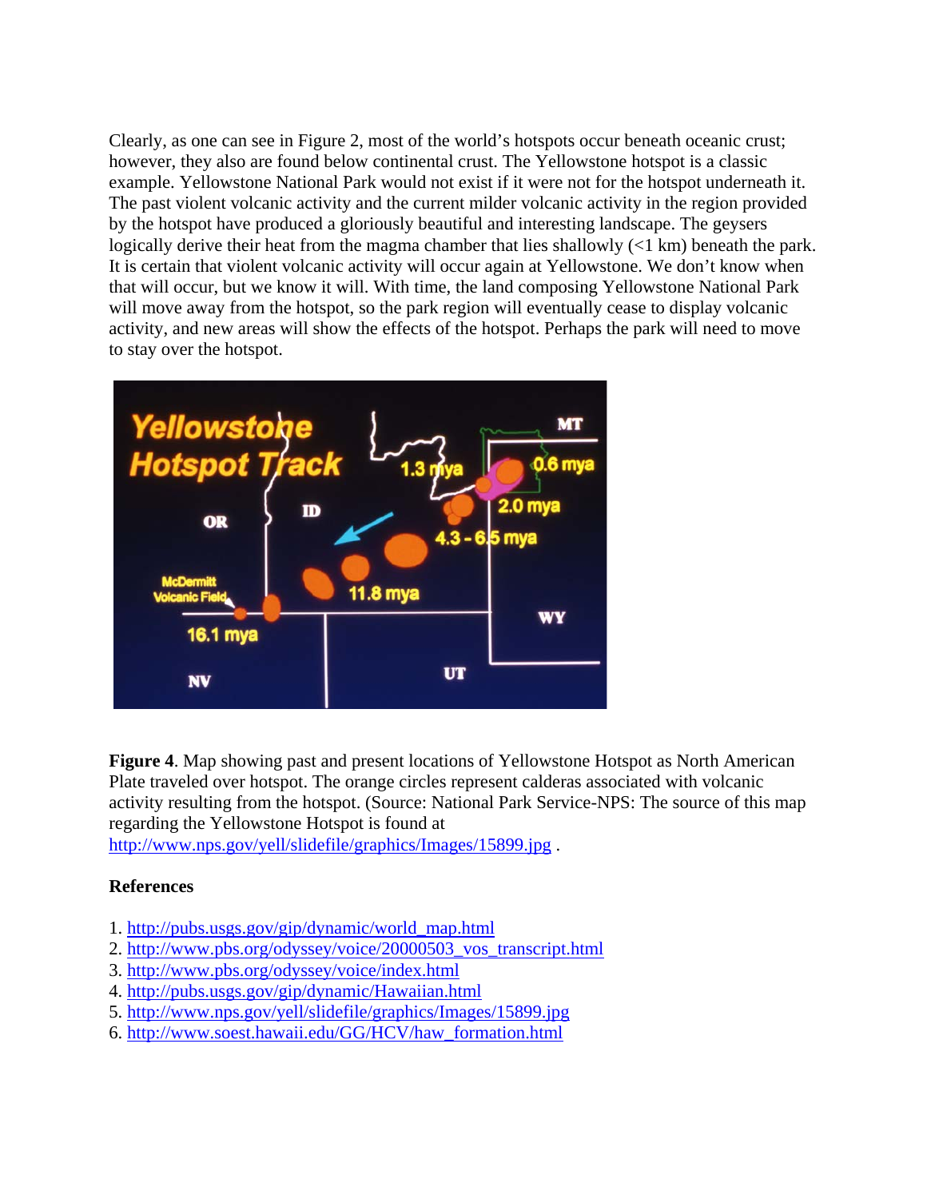Clearly, as one can see in Figure 2, most of the world's hotspots occur beneath oceanic crust; however, they also are found below continental crust. The Yellowstone hotspot is a classic example. Yellowstone National Park would not exist if it were not for the hotspot underneath it. The past violent volcanic activity and the current milder volcanic activity in the region provided by the hotspot have produced a gloriously beautiful and interesting landscape. The geysers logically derive their heat from the magma chamber that lies shallowly (<1 km) beneath the park. It is certain that violent volcanic activity will occur again at Yellowstone. We don't know when that will occur, but we know it will. With time, the land composing Yellowstone National Park will move away from the hotspot, so the park region will eventually cease to display volcanic activity, and new areas will show the effects of the hotspot. Perhaps the park will need to move to stay over the hotspot.

**Figure 4**. Map showing past and present locations of Yellowstone Hotspot as North American Plate traveled over hotspot. The orange circles represent calderas associated with volcanic activity resulting from the hotspot. (Source: National Park Service-NPS: The source of this map regarding the Yellowstone Hotspot is found at http://www.nps.gov/yell/slidefile/graphics/Images/15899.jpg .

**References**

1. http://pubs.usgs.gov/gip/dynamic/world_map.html
2. http://www.pbs.org/odyssey/voice/20000503_vos_transcript.html
3. http://www.pbs.org/odyssey/voice/index.html
4. http://pubs.usgs.gov/gip/dynamic/Hawaiian.html
5. http://www.nps.gov/yell/slidefile/graphics/Images/15899.jpg
6. http://www.soest.hawaii.edu/GG/HCV/haw_formation.html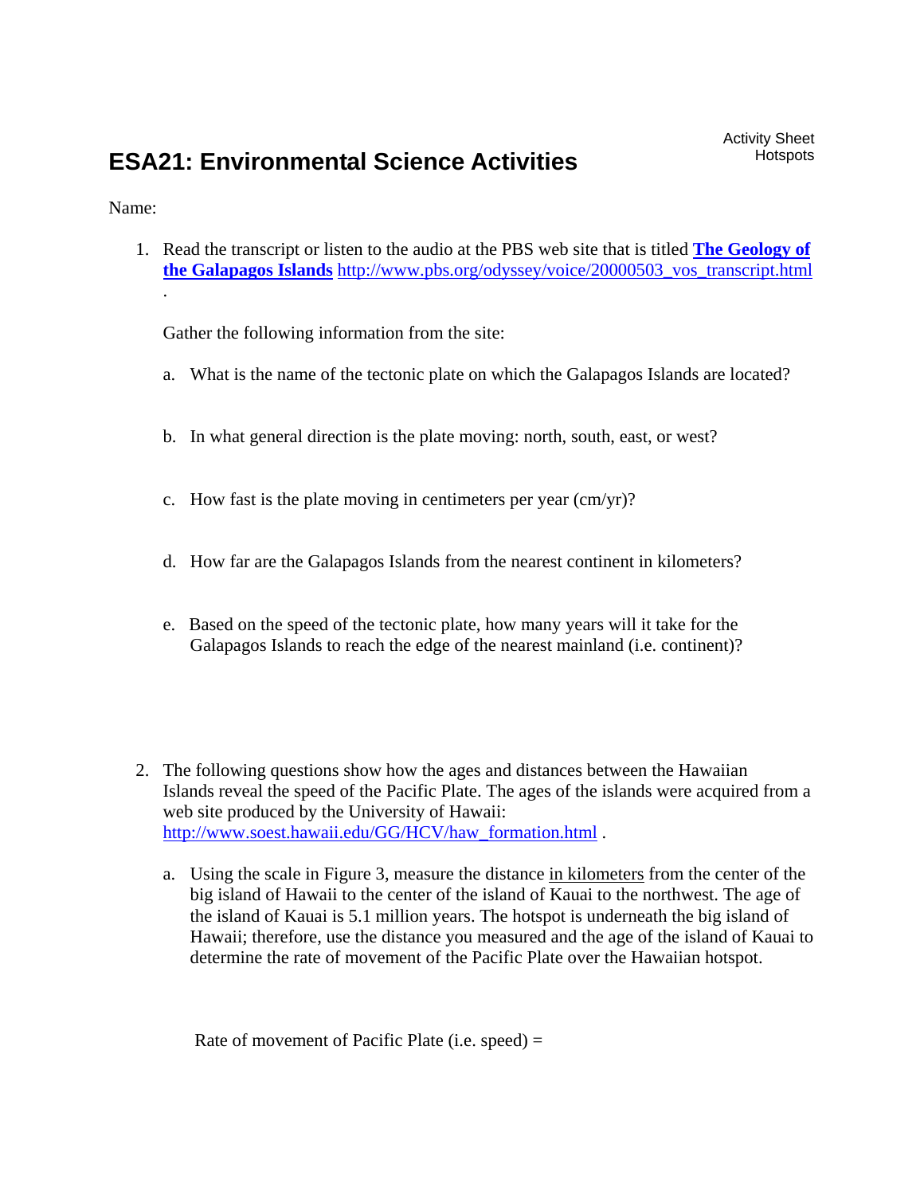# ESA21: Environmental Science Activities

Activity Sheet
Hotspots

Name:

1. Read the transcript or listen to the audio at the PBS web site that is titled **The Geology of the Galapagos Islands** http://www.pbs.org/odyssey/voice/20000503_vos_transcript.html .

   Gather the following information from the site:

   a. What is the name of the tectonic plate on which the Galapagos Islands are located?

   b. In what general direction is the plate moving: north, south, east, or west?

   c. How fast is the plate moving in centimeters per year (cm/yr)?

   d. How far are the Galapagos Islands from the nearest continent in kilometers?

   e. Based on the speed of the tectonic plate, how many years will it take for the Galapagos Islands to reach the edge of the nearest mainland (i.e. continent)?

2. The following questions show how the ages and distances between the Hawaiian Islands reveal the speed of the Pacific Plate. The ages of the islands were acquired from a web site produced by the University of Hawaii: http://www.soest.hawaii.edu/GG/HCV/haw_formation.html .

   a. Using the scale in Figure 3, measure the distance in kilometers from the center of the big island of Hawaii to the center of the island of Kauai to the northwest. The age of the island of Kauai is 5.1 million years. The hotspot is underneath the big island of Hawaii; therefore, use the distance you measured and the age of the island of Kauai to determine the rate of movement of the Pacific Plate over the Hawaiian hotspot.

      Rate of movement of Pacific Plate (i.e. speed) =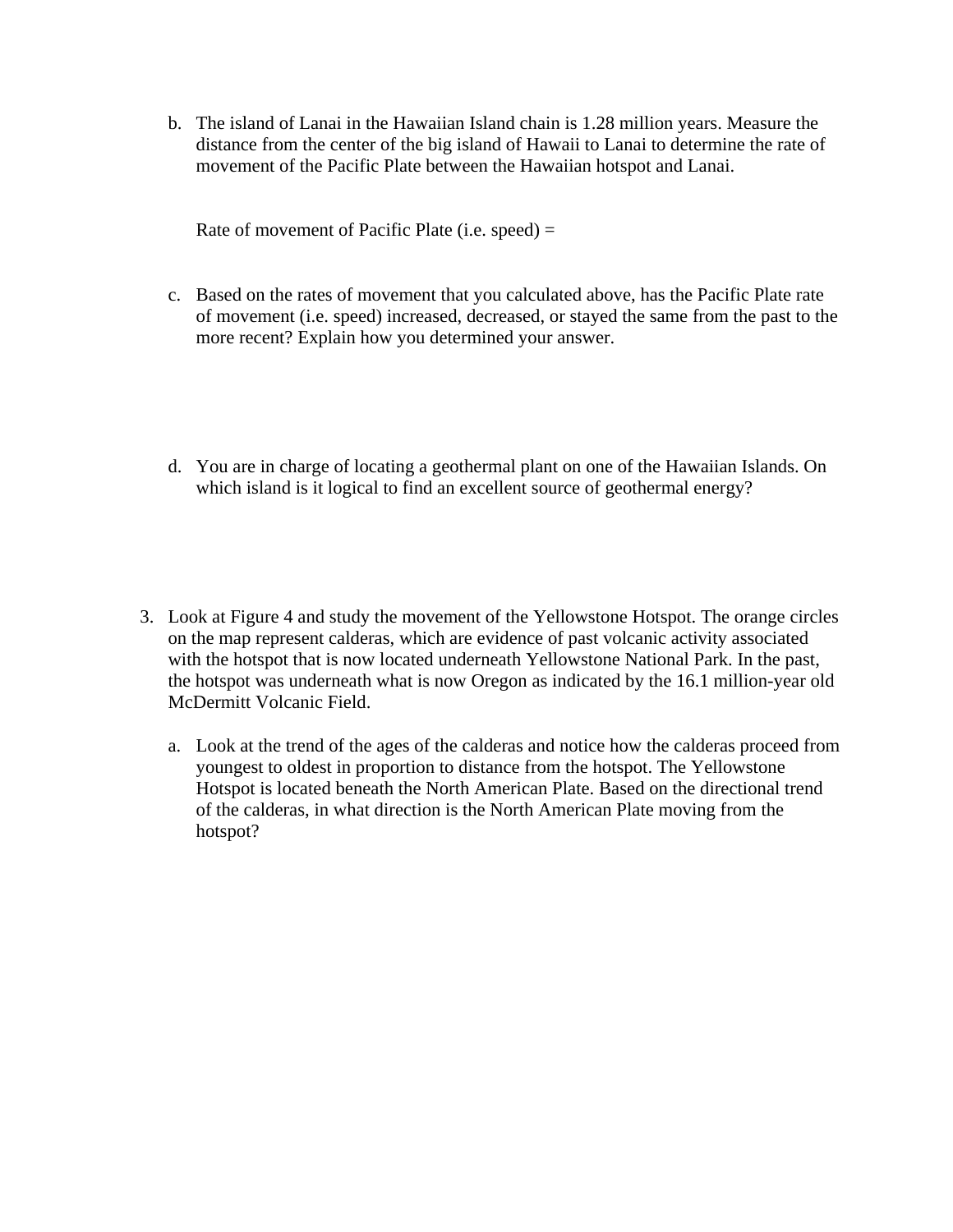b. The island of Lanai in the Hawaiian Island chain is 1.28 million years. Measure the distance from the center of the big island of Hawaii to Lanai to determine the rate of movement of the Pacific Plate between the Hawaiian hotspot and Lanai.

   Rate of movement of Pacific Plate (i.e. speed) =

c. Based on the rates of movement that you calculated above, has the Pacific Plate rate of movement (i.e. speed) increased, decreased, or stayed the same from the past to the more recent? Explain how you determined your answer.

d. You are in charge of locating a geothermal plant on one of the Hawaiian Islands. On which island is it logical to find an excellent source of geothermal energy?

3. Look at Figure 4 and study the movement of the Yellowstone Hotspot. The orange circles on the map represent calderas, which are evidence of past volcanic activity associated with the hotspot that is now located underneath Yellowstone National Park. In the past, the hotspot was underneath what is now Oregon as indicated by the 16.1 million-year old McDermitt Volcanic Field.

   a. Look at the trend of the ages of the calderas and notice how the calderas proceed from youngest to oldest in proportion to distance from the hotspot. The Yellowstone Hotspot is located beneath the North American Plate. Based on the directional trend of the calderas, in what direction is the North American Plate moving from the hotspot?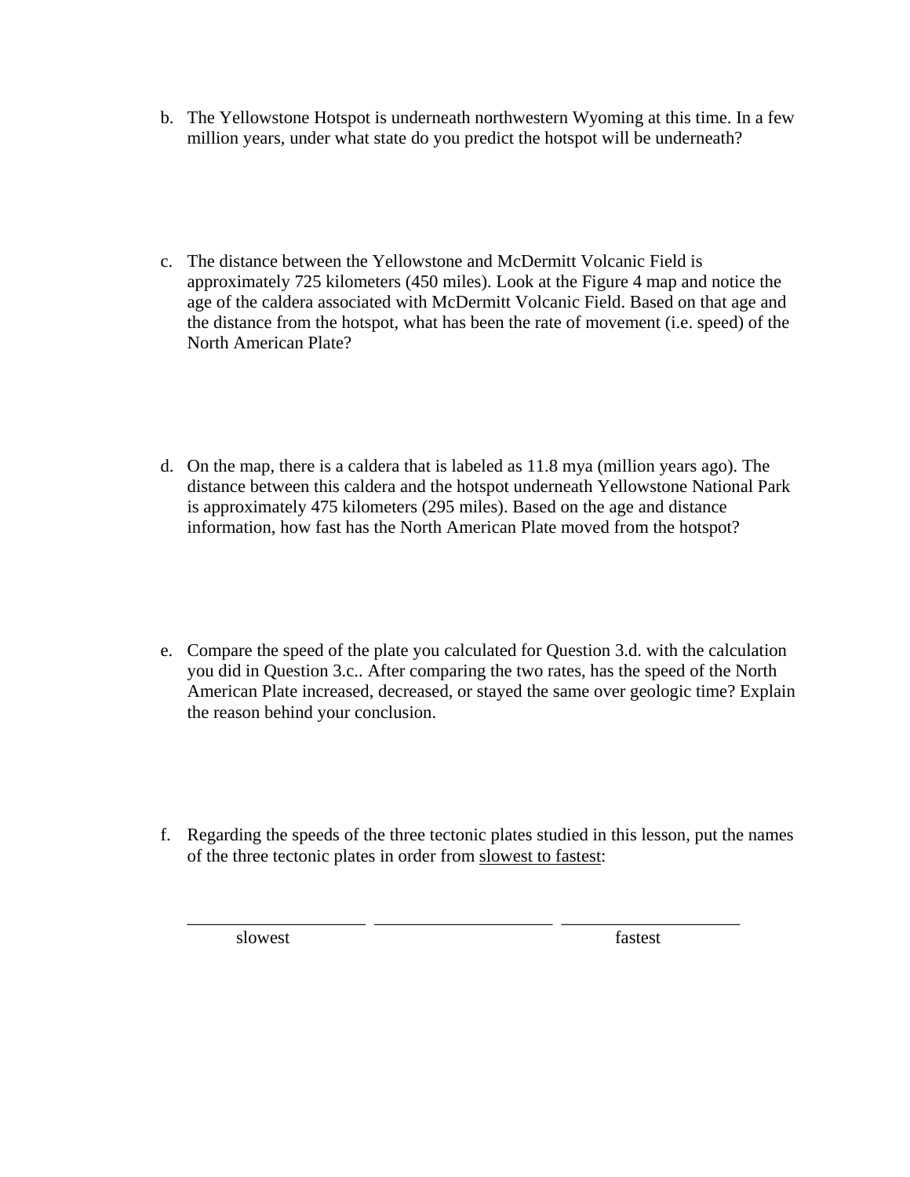b. The Yellowstone Hotspot is underneath northwestern Wyoming at this time. In a few million years, under what state do you predict the hotspot will be underneath?

c. The distance between the Yellowstone and McDermitt Volcanic Field is approximately 725 kilometers (450 miles). Look at the Figure 4 map and notice the age of the caldera associated with McDermitt Volcanic Field. Based on that age and the distance from the hotspot, what has been the rate of movement (i.e. speed) of the North American Plate?

d. On the map, there is a caldera that is labeled as 11.8 mya (million years ago). The distance between this caldera and the hotspot underneath Yellowstone National Park is approximately 475 kilometers (295 miles). Based on the age and distance information, how fast has the North American Plate moved from the hotspot?

e. Compare the speed of the plate you calculated for Question 3.d. with the calculation you did in Question 3.c.. After comparing the two rates, has the speed of the North American Plate increased, decreased, or stayed the same over geologic time? Explain the reason behind your conclusion.

f. Regarding the speeds of the three tectonic plates studied in this lesson, put the names of the three tectonic plates in order from <u>slowest to fastest</u>:

____________________ ____________________ ____________________

slowest fastest